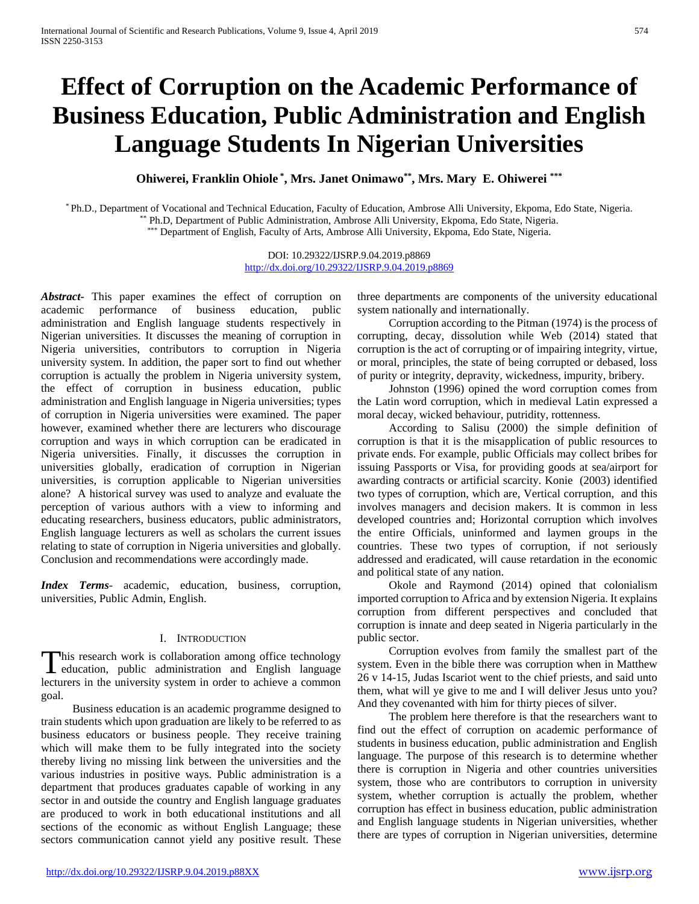# Effect of Corruption on the Academic Performance of Business Education, Public Administration and English Language Students In Nigerian Universities

**Ohiwerei, Franklin Ohiole [*], Mrs. Janet Onimawo[**], Mrs. Mary E. Ohiwerei [***]**

[*] Ph.D., Department of Vocational and Technical Education, Faculty of Education, Ambrose Alli University, Ekpoma, Edo State, Nigeria.
[**] Ph.D, Department of Public Administration, Ambrose Alli University, Ekpoma, Edo State, Nigeria.
[***] Department of English, Faculty of Arts, Ambrose Alli University, Ekpoma, Edo State, Nigeria.

DOI: 10.29322/IJSRP.9.04.2019.p8869
http://dx.doi.org/10.29322/IJSRP.9.04.2019.p8869

***Abstract***- This paper examines the effect of corruption on academic performance of business education, public administration and English language students respectively in Nigerian universities. It discusses the meaning of corruption in Nigeria universities, contributors to corruption in Nigeria university system. In addition, the paper sort to find out whether corruption is actually the problem in Nigeria university system, the effect of corruption in business education, public administration and English language in Nigeria universities; types of corruption in Nigeria universities were examined. The paper however, examined whether there are lecturers who discourage corruption and ways in which corruption can be eradicated in Nigeria universities. Finally, it discusses the corruption in universities globally, eradication of corruption in Nigerian universities, is corruption applicable to Nigerian universities alone? A historical survey was used to analyze and evaluate the perception of various authors with a view to informing and educating researchers, business educators, public administrators, English language lecturers as well as scholars the current issues relating to state of corruption in Nigeria universities and globally. Conclusion and recommendations were accordingly made.

***Index Terms***- academic, education, business, corruption, universities, Public Admin, English.

## I. Introduction

This research work is collaboration among office technology education, public administration and English language lecturers in the university system in order to achieve a common goal.

Business education is an academic programme designed to train students which upon graduation are likely to be referred to as business educators or business people. They receive training which will make them to be fully integrated into the society thereby living no missing link between the universities and the various industries in positive ways. Public administration is a department that produces graduates capable of working in any sector in and outside the country and English language graduates are produced to work in both educational institutions and all sections of the economic as without English Language; these sectors communication cannot yield any positive result. These three departments are components of the university educational system nationally and internationally.

Corruption according to the Pitman (1974) is the process of corrupting, decay, dissolution while Web (2014) stated that corruption is the act of corrupting or of impairing integrity, virtue, or moral, principles, the state of being corrupted or debased, loss of purity or integrity, depravity, wickedness, impurity, bribery.

Johnston (1996) opined the word corruption comes from the Latin word corruption, which in medieval Latin expressed a moral decay, wicked behaviour, putridity, rottenness.

According to Salisu (2000) the simple definition of corruption is that it is the misapplication of public resources to private ends. For example, public Officials may collect bribes for issuing Passports or Visa, for providing goods at sea/airport for awarding contracts or artificial scarcity. Konie (2003) identified two types of corruption, which are, Vertical corruption, and this involves managers and decision makers. It is common in less developed countries and; Horizontal corruption which involves the entire Officials, uninformed and laymen groups in the countries. These two types of corruption, if not seriously addressed and eradicated, will cause retardation in the economic and political state of any nation.

Okole and Raymond (2014) opined that colonialism imported corruption to Africa and by extension Nigeria. It explains corruption from different perspectives and concluded that corruption is innate and deep seated in Nigeria particularly in the public sector.

Corruption evolves from family the smallest part of the system. Even in the bible there was corruption when in Matthew 26 v 14-15, Judas Iscariot went to the chief priests, and said unto them, what will ye give to me and I will deliver Jesus unto you? And they covenanted with him for thirty pieces of silver.

The problem here therefore is that the researchers want to find out the effect of corruption on academic performance of students in business education, public administration and English language. The purpose of this research is to determine whether there is corruption in Nigeria and other countries universities system, those who are contributors to corruption in university system, whether corruption is actually the problem, whether corruption has effect in business education, public administration and English language students in Nigerian universities, whether there are types of corruption in Nigerian universities, determine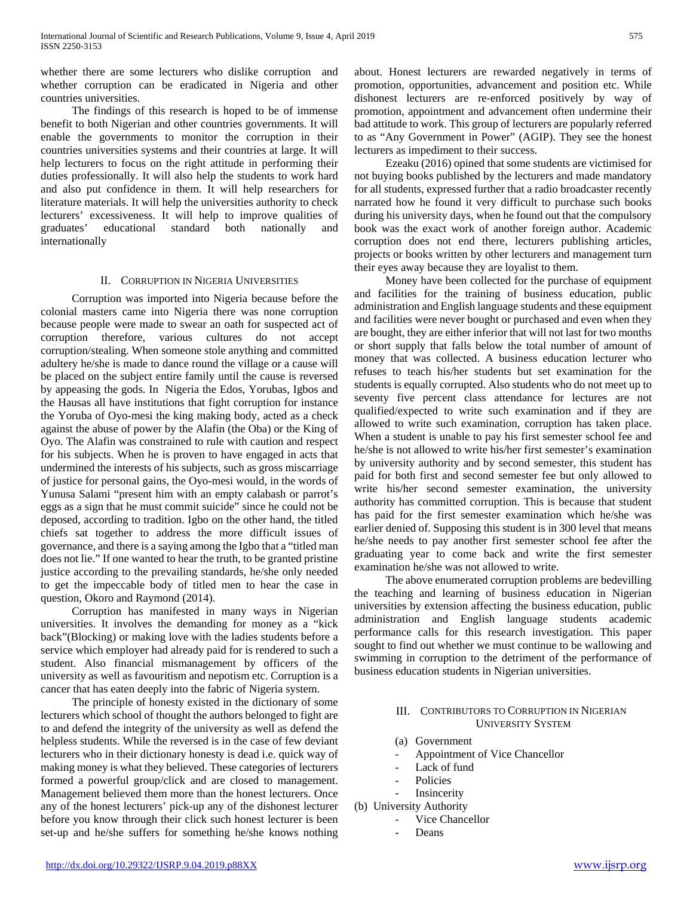whether there are some lecturers who dislike corruption and whether corruption can be eradicated in Nigeria and other countries universities.

The findings of this research is hoped to be of immense benefit to both Nigerian and other countries governments. It will enable the governments to monitor the corruption in their countries universities systems and their countries at large. It will help lecturers to focus on the right attitude in performing their duties professionally. It will also help the students to work hard and also put confidence in them. It will help researchers for literature materials. It will help the universities authority to check lecturers' excessiveness. It will help to improve qualities of graduates' educational standard both nationally and internationally

## II. Corruption in Nigeria Universities

Corruption was imported into Nigeria because before the colonial masters came into Nigeria there was none corruption because people were made to swear an oath for suspected act of corruption therefore, various cultures do not accept corruption/stealing. When someone stole anything and committed adultery he/she is made to dance round the village or a cause will be placed on the subject entire family until the cause is reversed by appeasing the gods. In Nigeria the Edos, Yorubas, Igbos and the Hausas all have institutions that fight corruption for instance the Yoruba of Oyo-mesi the king making body, acted as a check against the abuse of power by the Alafin (the Oba) or the King of Oyo. The Alafin was constrained to rule with caution and respect for his subjects. When he is proven to have engaged in acts that undermined the interests of his subjects, such as gross miscarriage of justice for personal gains, the Oyo-mesi would, in the words of Yunusa Salami "present him with an empty calabash or parrot's eggs as a sign that he must commit suicide" since he could not be deposed, according to tradition. Igbo on the other hand, the titled chiefs sat together to address the more difficult issues of governance, and there is a saying among the Igbo that a "titled man does not lie." If one wanted to hear the truth, to be granted pristine justice according to the prevailing standards, he/she only needed to get the impeccable body of titled men to hear the case in question, Okoro and Raymond (2014).

Corruption has manifested in many ways in Nigerian universities. It involves the demanding for money as a "kick back"(Blocking) or making love with the ladies students before a service which employer had already paid for is rendered to such a student. Also financial mismanagement by officers of the university as well as favouritism and nepotism etc. Corruption is a cancer that has eaten deeply into the fabric of Nigeria system.

The principle of honesty existed in the dictionary of some lecturers which school of thought the authors belonged to fight are to and defend the integrity of the university as well as defend the helpless students. While the reversed is in the case of few deviant lecturers who in their dictionary honesty is dead i.e. quick way of making money is what they believed. These categories of lecturers formed a powerful group/click and are closed to management. Management believed them more than the honest lecturers. Once any of the honest lecturers' pick-up any of the dishonest lecturer before you know through their click such honest lecturer is been set-up and he/she suffers for something he/she knows nothing about. Honest lecturers are rewarded negatively in terms of promotion, opportunities, advancement and position etc. While dishonest lecturers are re-enforced positively by way of promotion, appointment and advancement often undermine their bad attitude to work. This group of lecturers are popularly referred to as "Any Government in Power" (AGIP). They see the honest lecturers as impediment to their success.

Ezeaku (2016) opined that some students are victimised for not buying books published by the lecturers and made mandatory for all students, expressed further that a radio broadcaster recently narrated how he found it very difficult to purchase such books during his university days, when he found out that the compulsory book was the exact work of another foreign author. Academic corruption does not end there, lecturers publishing articles, projects or books written by other lecturers and management turn their eyes away because they are loyalist to them.

Money have been collected for the purchase of equipment and facilities for the training of business education, public administration and English language students and these equipment and facilities were never bought or purchased and even when they are bought, they are either inferior that will not last for two months or short supply that falls below the total number of amount of money that was collected. A business education lecturer who refuses to teach his/her students but set examination for the students is equally corrupted. Also students who do not meet up to seventy five percent class attendance for lectures are not qualified/expected to write such examination and if they are allowed to write such examination, corruption has taken place. When a student is unable to pay his first semester school fee and he/she is not allowed to write his/her first semester's examination by university authority and by second semester, this student has paid for both first and second semester fee but only allowed to write his/her second semester examination, the university authority has committed corruption. This is because that student has paid for the first semester examination which he/she was earlier denied of. Supposing this student is in 300 level that means he/she needs to pay another first semester school fee after the graduating year to come back and write the first semester examination he/she was not allowed to write.

The above enumerated corruption problems are bedevilling the teaching and learning of business education in Nigerian universities by extension affecting the business education, public administration and English language students academic performance calls for this research investigation. This paper sought to find out whether we must continue to be wallowing and swimming in corruption to the detriment of the performance of business education students in Nigerian universities.

## III. Contributors to Corruption in Nigerian University System

(a) Government
- Appointment of Vice Chancellor
- Lack of fund
- Policies
- Insincerity

(b) University Authority
- Vice Chancellor
- Deans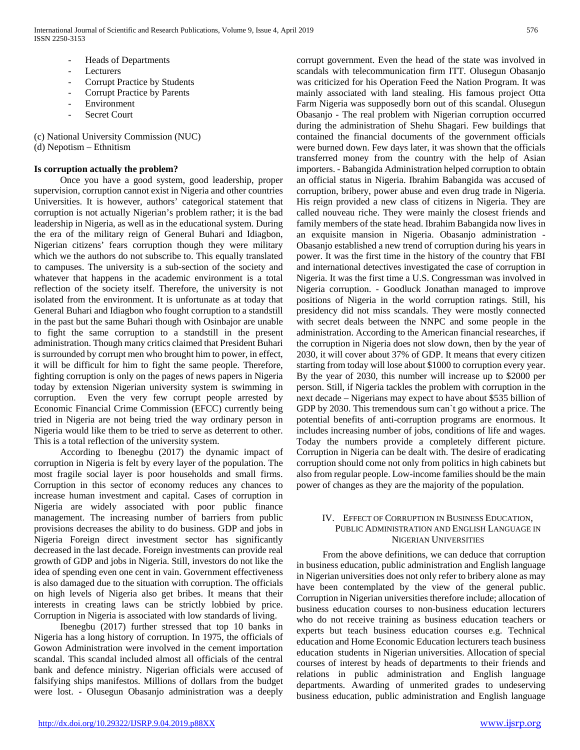- Heads of Departments
- Lecturers
- Corrupt Practice by Students
- Corrupt Practice by Parents
- Environment
- Secret Court

(c) National University Commission (NUC)
(d) Nepotism – Ethnitism

**Is corruption actually the problem?**

Once you have a good system, good leadership, proper supervision, corruption cannot exist in Nigeria and other countries Universities. It is however, authors' categorical statement that corruption is not actually Nigerian's problem rather; it is the bad leadership in Nigeria, as well as in the educational system. During the era of the military reign of General Buhari and Idiagbon, Nigerian citizens' fears corruption though they were military which we the authors do not subscribe to. This equally translated to campuses. The university is a sub-section of the society and whatever that happens in the academic environment is a total reflection of the society itself. Therefore, the university is not isolated from the environment. It is unfortunate as at today that General Buhari and Idiagbon who fought corruption to a standstill in the past but the same Buhari though with Osinbajor are unable to fight the same corruption to a standstill in the present administration. Though many critics claimed that President Buhari is surrounded by corrupt men who brought him to power, in effect, it will be difficult for him to fight the same people. Therefore, fighting corruption is only on the pages of news papers in Nigeria today by extension Nigerian university system is swimming in corruption. Even the very few corrupt people arrested by Economic Financial Crime Commission (EFCC) currently being tried in Nigeria are not being tried the way ordinary person in Nigeria would like them to be tried to serve as deterrent to other. This is a total reflection of the university system.

According to Ibenegbu (2017) the dynamic impact of corruption in Nigeria is felt by every layer of the population. The most fragile social layer is poor households and small firms. Corruption in this sector of economy reduces any chances to increase human investment and capital. Cases of corruption in Nigeria are widely associated with poor public finance management. The increasing number of barriers from public provisions decreases the ability to do business. GDP and jobs in Nigeria Foreign direct investment sector has significantly decreased in the last decade. Foreign investments can provide real growth of GDP and jobs in Nigeria. Still, investors do not like the idea of spending even one cent in vain. Government effectiveness is also damaged due to the situation with corruption. The officials on high levels of Nigeria also get bribes. It means that their interests in creating laws can be strictly lobbied by price. Corruption in Nigeria is associated with low standards of living.

Ibenegbu (2017) further stressed that top 10 banks in Nigeria has a long history of corruption. In 1975, the officials of Gowon Administration were involved in the cement importation scandal. This scandal included almost all officials of the central bank and defence ministry. Nigerian officials were accused of falsifying ships manifestos. Millions of dollars from the budget were lost. - Olusegun Obasanjo administration was a deeply corrupt government. Even the head of the state was involved in scandals with telecommunication firm ITT. Olusegun Obasanjo was criticized for his Operation Feed the Nation Program. It was mainly associated with land stealing. His famous project Otta Farm Nigeria was supposedly born out of this scandal. Olusegun Obasanjo - The real problem with Nigerian corruption occurred during the administration of Shehu Shagari. Few buildings that contained the financial documents of the government officials were burned down. Few days later, it was shown that the officials transferred money from the country with the help of Asian importers. - Babangida Administration helped corruption to obtain an official status in Nigeria. Ibrahim Babangida was accused of corruption, bribery, power abuse and even drug trade in Nigeria. His reign provided a new class of citizens in Nigeria. They are called nouveau riche. They were mainly the closest friends and family members of the state head. Ibrahim Babangida now lives in an exquisite mansion in Nigeria. Obasanjo administration - Obasanjo established a new trend of corruption during his years in power. It was the first time in the history of the country that FBI and international detectives investigated the case of corruption in Nigeria. It was the first time a U.S. Congressman was involved in Nigeria corruption. - Goodluck Jonathan managed to improve positions of Nigeria in the world corruption ratings. Still, his presidency did not miss scandals. They were mostly connected with secret deals between the NNPC and some people in the administration. According to the American financial researches, if the corruption in Nigeria does not slow down, then by the year of 2030, it will cover about 37% of GDP. It means that every citizen starting from today will lose about $1000 to corruption every year. By the year of 2030, this number will increase up to $2000 per person. Still, if Nigeria tackles the problem with corruption in the next decade – Nigerians may expect to have about $535 billion of GDP by 2030. This tremendous sum can`t go without a price. The potential benefits of anti-corruption programs are enormous. It includes increasing number of jobs, conditions of life and wages. Today the numbers provide a completely different picture. Corruption in Nigeria can be dealt with. The desire of eradicating corruption should come not only from politics in high cabinets but also from regular people. Low-income families should be the main power of changes as they are the majority of the population.

## IV. Effect of Corruption in Business Education, Public Administration and English Language in Nigerian Universities

From the above definitions, we can deduce that corruption in business education, public administration and English language in Nigerian universities does not only refer to bribery alone as may have been contemplated by the view of the general public. Corruption in Nigerian universities therefore include; allocation of business education courses to non-business education lecturers who do not receive training as business education teachers or experts but teach business education courses e.g. Technical education and Home Economic Education lecturers teach business education students in Nigerian universities. Allocation of special courses of interest by heads of departments to their friends and relations in public administration and English language departments. Awarding of unmerited grades to undeserving business education, public administration and English language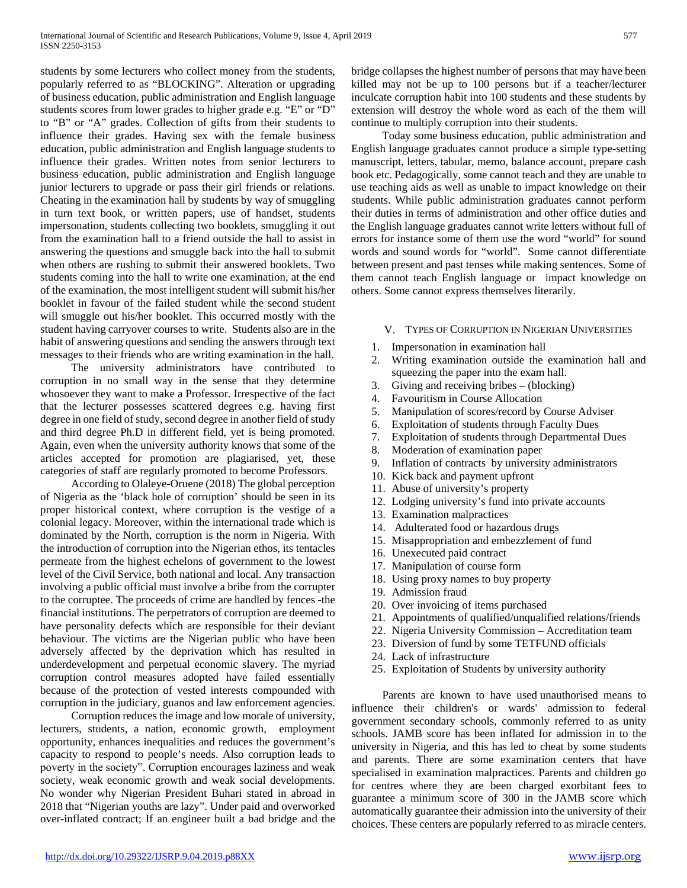students by some lecturers who collect money from the students, popularly referred to as "BLOCKING". Alteration or upgrading of business education, public administration and English language students scores from lower grades to higher grade e.g. "E" or "D" to "B" or "A" grades. Collection of gifts from their students to influence their grades. Having sex with the female business education, public administration and English language students to influence their grades. Written notes from senior lecturers to business education, public administration and English language junior lecturers to upgrade or pass their girl friends or relations. Cheating in the examination hall by students by way of smuggling in turn text book, or written papers, use of handset, students impersonation, students collecting two booklets, smuggling it out from the examination hall to a friend outside the hall to assist in answering the questions and smuggle back into the hall to submit when others are rushing to submit their answered booklets. Two students coming into the hall to write one examination, at the end of the examination, the most intelligent student will submit his/her booklet in favour of the failed student while the second student will smuggle out his/her booklet. This occurred mostly with the student having carryover courses to write. Students also are in the habit of answering questions and sending the answers through text messages to their friends who are writing examination in the hall.

The university administrators have contributed to corruption in no small way in the sense that they determine whosoever they want to make a Professor. Irrespective of the fact that the lecturer possesses scattered degrees e.g. having first degree in one field of study, second degree in another field of study and third degree Ph.D in different field, yet is being promoted. Again, even when the university authority knows that some of the articles accepted for promotion are plagiarised, yet, these categories of staff are regularly promoted to become Professors.

According to Olaleye-Oruene (2018) The global perception of Nigeria as the 'black hole of corruption' should be seen in its proper historical context, where corruption is the vestige of a colonial legacy. Moreover, within the international trade which is dominated by the North, corruption is the norm in Nigeria. With the introduction of corruption into the Nigerian ethos, its tentacles permeate from the highest echelons of government to the lowest level of the Civil Service, both national and local. Any transaction involving a public official must involve a bribe from the corrupter to the corruptee. The proceeds of crime are handled by fences -the financial institutions. The perpetrators of corruption are deemed to have personality defects which are responsible for their deviant behaviour. The victims are the Nigerian public who have been adversely affected by the deprivation which has resulted in underdevelopment and perpetual economic slavery. The myriad corruption control measures adopted have failed essentially because of the protection of vested interests compounded with corruption in the judiciary, guanos and law enforcement agencies.

Corruption reduces the image and low morale of university, lecturers, students, a nation, economic growth, employment opportunity, enhances inequalities and reduces the government's capacity to respond to people's needs. Also corruption leads to poverty in the society". Corruption encourages laziness and weak society, weak economic growth and weak social developments. No wonder why Nigerian President Buhari stated in abroad in 2018 that "Nigerian youths are lazy". Under paid and overworked over-inflated contract; If an engineer built a bad bridge and the bridge collapses the highest number of persons that may have been killed may not be up to 100 persons but if a teacher/lecturer inculcate corruption habit into 100 students and these students by extension will destroy the whole word as each of the them will continue to multiply corruption into their students.

Today some business education, public administration and English language graduates cannot produce a simple type-setting manuscript, letters, tabular, memo, balance account, prepare cash book etc. Pedagogically, some cannot teach and they are unable to use teaching aids as well as unable to impact knowledge on their students. While public administration graduates cannot perform their duties in terms of administration and other office duties and the English language graduates cannot write letters without full of errors for instance some of them use the word "world" for sound words and sound words for "world". Some cannot differentiate between present and past tenses while making sentences. Some of them cannot teach English language or impact knowledge on others. Some cannot express themselves literarily.

## V. Types of Corruption in Nigerian Universities

1. Impersonation in examination hall
2. Writing examination outside the examination hall and squeezing the paper into the exam hall.
3. Giving and receiving bribes – (blocking)
4. Favouritism in Course Allocation
5. Manipulation of scores/record by Course Adviser
6. Exploitation of students through Faculty Dues
7. Exploitation of students through Departmental Dues
8. Moderation of examination paper
9. Inflation of contracts by university administrators
10. Kick back and payment upfront
11. Abuse of university's property
12. Lodging university's fund into private accounts
13. Examination malpractices
14. Adulterated food or hazardous drugs
15. Misappropriation and embezzlement of fund
16. Unexecuted paid contract
17. Manipulation of course form
18. Using proxy names to buy property
19. Admission fraud
20. Over invoicing of items purchased
21. Appointments of qualified/unqualified relations/friends
22. Nigeria University Commission – Accreditation team
23. Diversion of fund by some TETFUND officials
24. Lack of infrastructure
25. Exploitation of Students by university authority

Parents are known to have used unauthorised means to influence their children's or wards' admission to federal government secondary schools, commonly referred to as unity schools. JAMB score has been inflated for admission in to the university in Nigeria, and this has led to cheat by some students and parents. There are some examination centers that have specialised in examination malpractices. Parents and children go for centres where they are been charged exorbitant fees to guarantee a minimum score of 300 in the JAMB score which automatically guarantee their admission into the university of their choices. These centers are popularly referred to as miracle centers.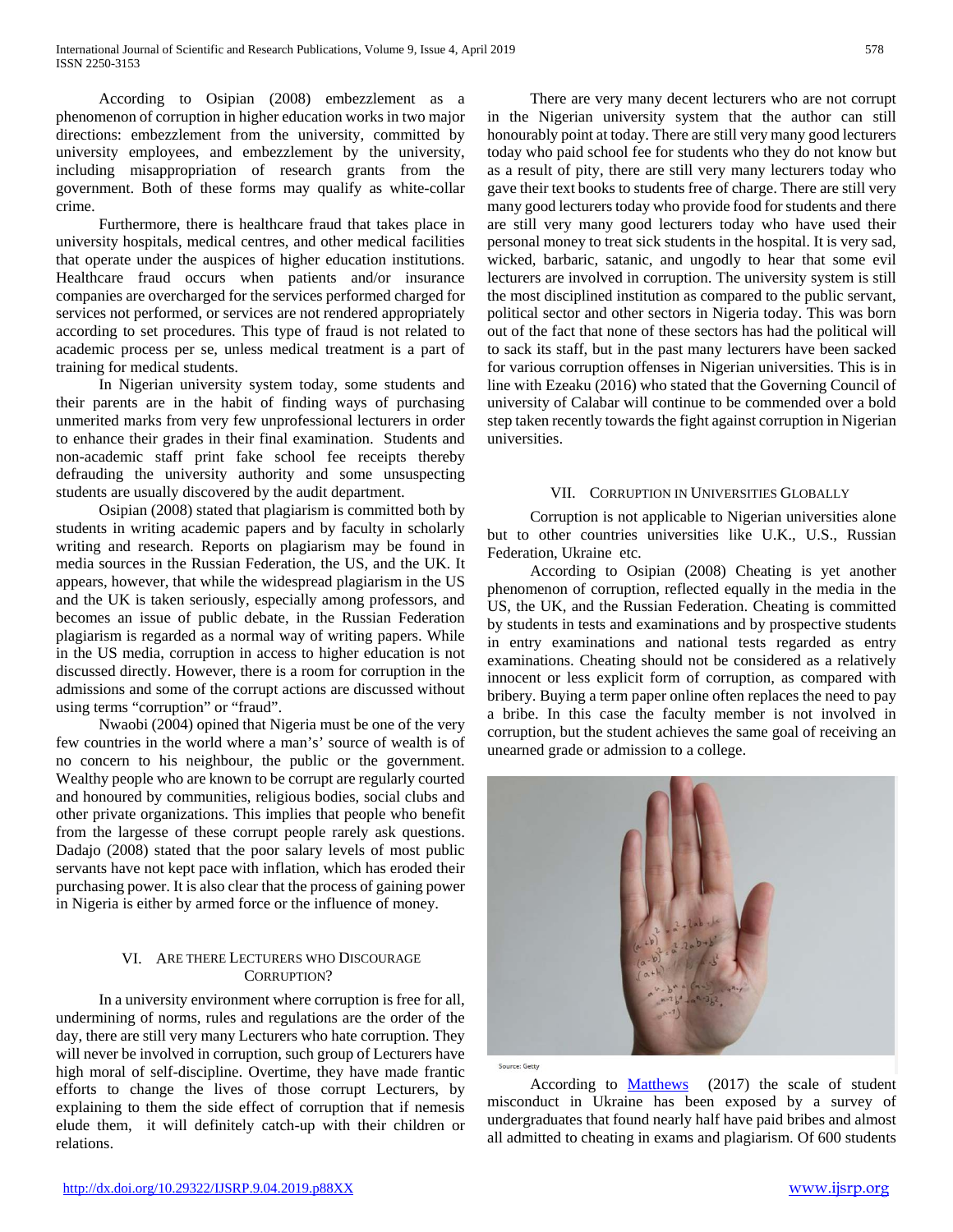According to Osipian (2008) embezzlement as a phenomenon of corruption in higher education works in two major directions: embezzlement from the university, committed by university employees, and embezzlement by the university, including misappropriation of research grants from the government. Both of these forms may qualify as white-collar crime.

Furthermore, there is healthcare fraud that takes place in university hospitals, medical centres, and other medical facilities that operate under the auspices of higher education institutions. Healthcare fraud occurs when patients and/or insurance companies are overcharged for the services performed charged for services not performed, or services are not rendered appropriately according to set procedures. This type of fraud is not related to academic process per se, unless medical treatment is a part of training for medical students.

In Nigerian university system today, some students and their parents are in the habit of finding ways of purchasing unmerited marks from very few unprofessional lecturers in order to enhance their grades in their final examination. Students and non-academic staff print fake school fee receipts thereby defrauding the university authority and some unsuspecting students are usually discovered by the audit department.

Osipian (2008) stated that plagiarism is committed both by students in writing academic papers and by faculty in scholarly writing and research. Reports on plagiarism may be found in media sources in the Russian Federation, the US, and the UK. It appears, however, that while the widespread plagiarism in the US and the UK is taken seriously, especially among professors, and becomes an issue of public debate, in the Russian Federation plagiarism is regarded as a normal way of writing papers. While in the US media, corruption in access to higher education is not discussed directly. However, there is a room for corruption in the admissions and some of the corrupt actions are discussed without using terms "corruption" or "fraud".

Nwaobi (2004) opined that Nigeria must be one of the very few countries in the world where a man's' source of wealth is of no concern to his neighbour, the public or the government. Wealthy people who are known to be corrupt are regularly courted and honoured by communities, religious bodies, social clubs and other private organizations. This implies that people who benefit from the largesse of these corrupt people rarely ask questions. Dadajo (2008) stated that the poor salary levels of most public servants have not kept pace with inflation, which has eroded their purchasing power. It is also clear that the process of gaining power in Nigeria is either by armed force or the influence of money.

## VI. Are there Lecturers who Discourage Corruption?

In a university environment where corruption is free for all, undermining of norms, rules and regulations are the order of the day, there are still very many Lecturers who hate corruption. They will never be involved in corruption, such group of Lecturers have high moral of self-discipline. Overtime, they have made frantic efforts to change the lives of those corrupt Lecturers, by explaining to them the side effect of corruption that if nemesis elude them, it will definitely catch-up with their children or relations.

There are very many decent lecturers who are not corrupt in the Nigerian university system that the author can still honourably point at today. There are still very many good lecturers today who paid school fee for students who they do not know but as a result of pity, there are still very many lecturers today who gave their text books to students free of charge. There are still very many good lecturers today who provide food for students and there are still very many good lecturers today who have used their personal money to treat sick students in the hospital. It is very sad, wicked, barbaric, satanic, and ungodly to hear that some evil lecturers are involved in corruption. The university system is still the most disciplined institution as compared to the public servant, political sector and other sectors in Nigeria today. This was born out of the fact that none of these sectors has had the political will to sack its staff, but in the past many lecturers have been sacked for various corruption offenses in Nigerian universities. This is in line with Ezeaku (2016) who stated that the Governing Council of university of Calabar will continue to be commended over a bold step taken recently towards the fight against corruption in Nigerian universities.

## VII. Corruption in Universities Globally

Corruption is not applicable to Nigerian universities alone but to other countries universities like U.K., U.S., Russian Federation, Ukraine etc.

According to Osipian (2008) Cheating is yet another phenomenon of corruption, reflected equally in the media in the US, the UK, and the Russian Federation. Cheating is committed by students in tests and examinations and by prospective students in entry examinations and national tests regarded as entry examinations. Cheating should not be considered as a relatively innocent or less explicit form of corruption, as compared with bribery. Buying a term paper online often replaces the need to pay a bribe. In this case the faculty member is not involved in corruption, but the student achieves the same goal of receiving an unearned grade or admission to a college.

Source: Getty

According to Matthews (2017) the scale of student misconduct in Ukraine has been exposed by a survey of undergraduates that found nearly half have paid bribes and almost all admitted to cheating in exams and plagiarism. Of 600 students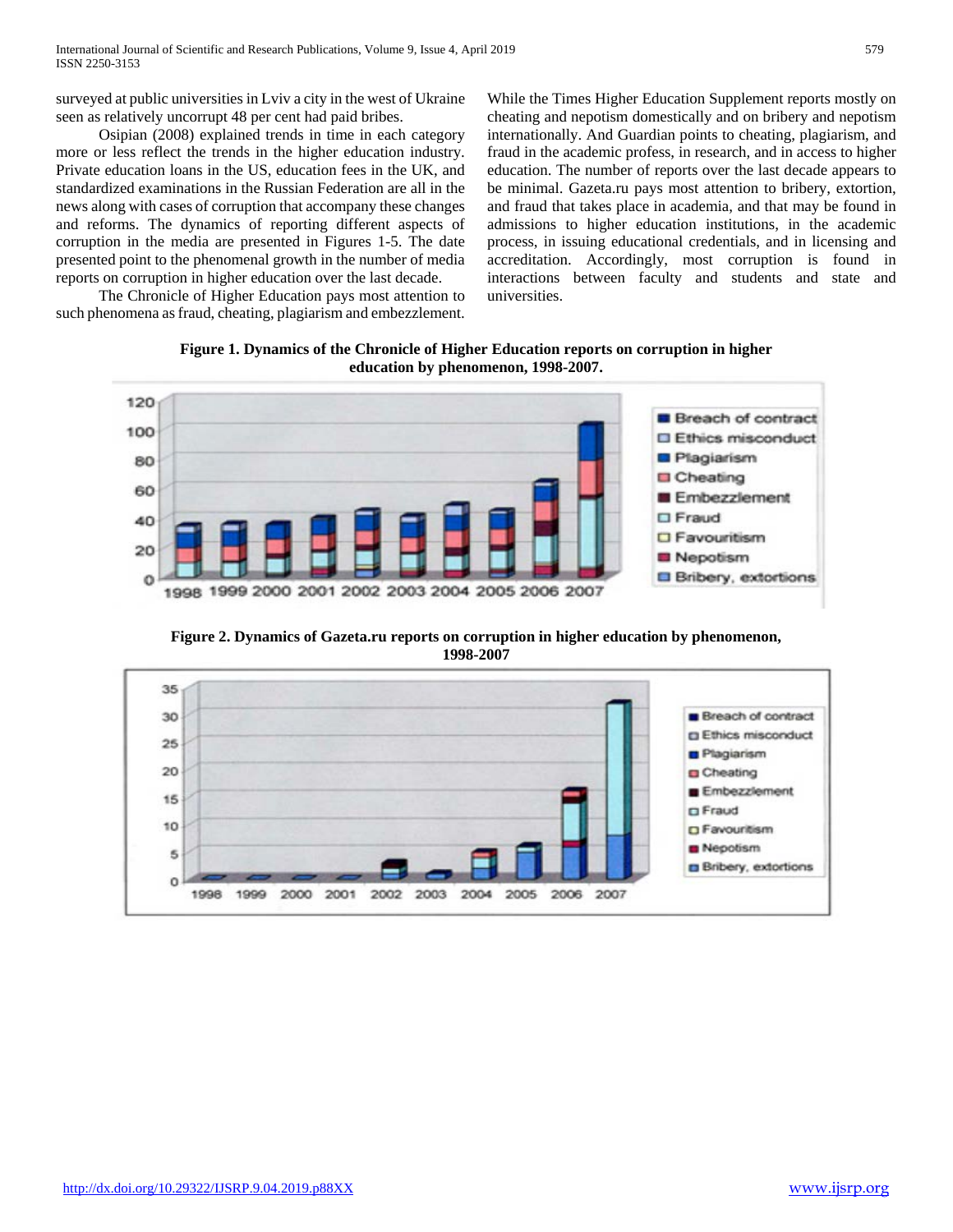surveyed at public universities in Lviv a city in the west of Ukraine seen as relatively uncorrupt 48 per cent had paid bribes.

Osipian (2008) explained trends in time in each category more or less reflect the trends in the higher education industry. Private education loans in the US, education fees in the UK, and standardized examinations in the Russian Federation are all in the news along with cases of corruption that accompany these changes and reforms. The dynamics of reporting different aspects of corruption in the media are presented in Figures 1-5. The date presented point to the phenomenal growth in the number of media reports on corruption in higher education over the last decade.

The Chronicle of Higher Education pays most attention to such phenomena as fraud, cheating, plagiarism and embezzlement. While the Times Higher Education Supplement reports mostly on cheating and nepotism domestically and on bribery and nepotism internationally. And Guardian points to cheating, plagiarism, and fraud in the academic profess, in research, and in access to higher education. The number of reports over the last decade appears to be minimal. Gazeta.ru pays most attention to bribery, extortion, and fraud that takes place in academia, and that may be found in admissions to higher education institutions, in the academic process, in issuing educational credentials, and in licensing and accreditation. Accordingly, most corruption is found in interactions between faculty and students and state and universities.

**Figure 1. Dynamics of the Chronicle of Higher Education reports on corruption in higher education by phenomenon, 1998-2007.**

**Figure 2. Dynamics of Gazeta.ru reports on corruption in higher education by phenomenon, 1998-2007**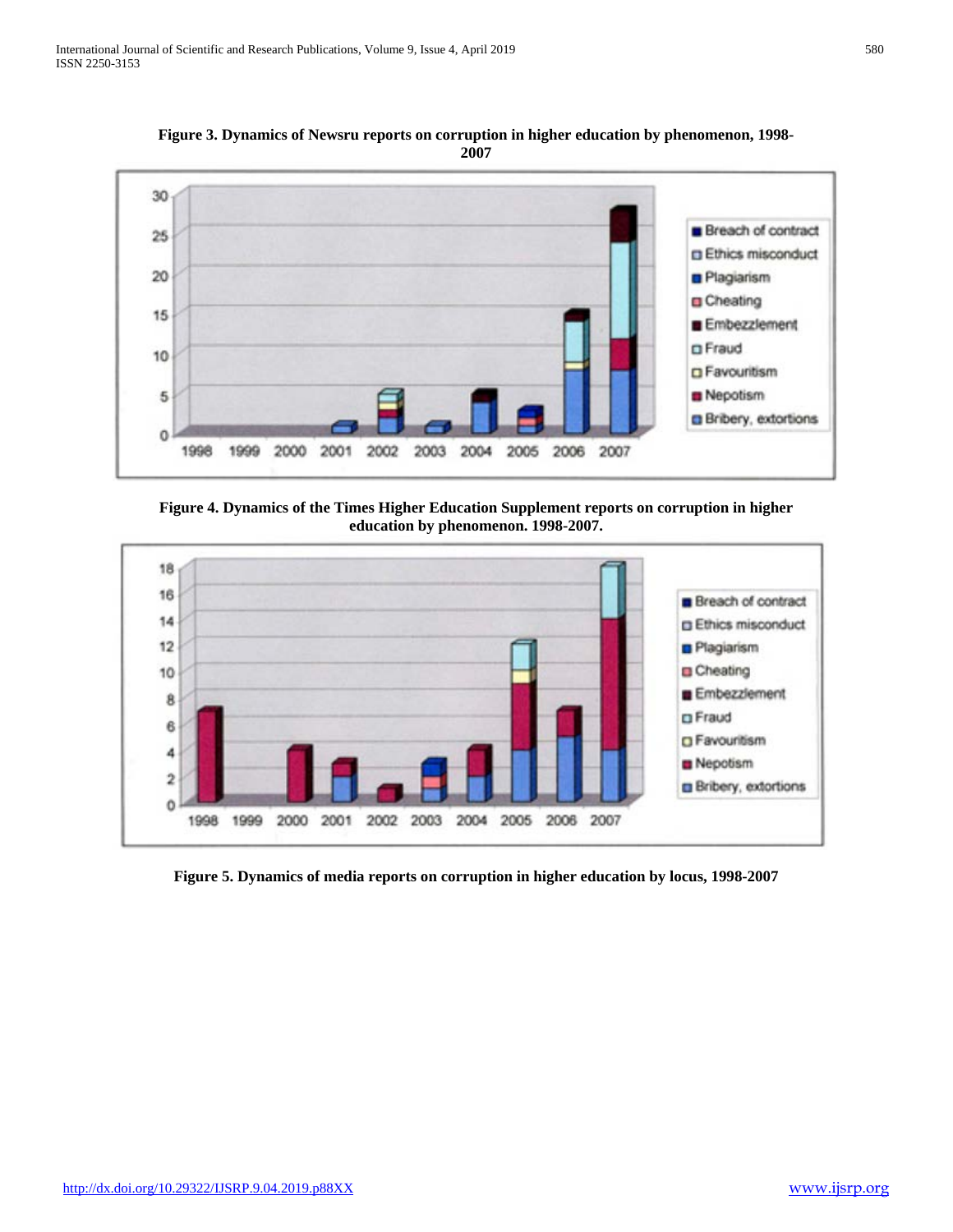**Figure 3. Dynamics of Newsru reports on corruption in higher education by phenomenon, 1998-2007**

**Figure 4. Dynamics of the Times Higher Education Supplement reports on corruption in higher education by phenomenon. 1998-2007.**

**Figure 5. Dynamics of media reports on corruption in higher education by locus, 1998-2007**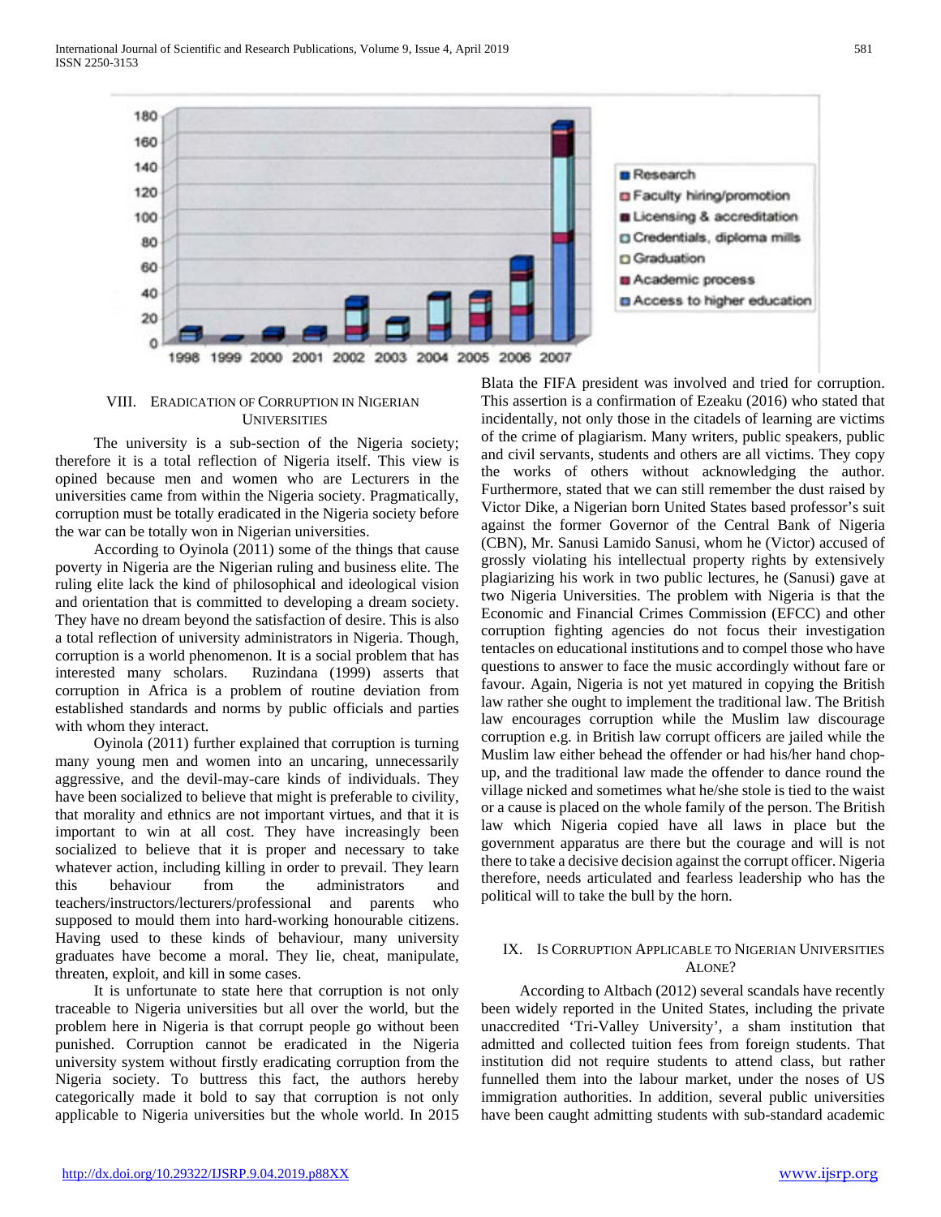## VIII. Eradication of Corruption in Nigerian Universities

The university is a sub-section of the Nigeria society; therefore it is a total reflection of Nigeria itself. This view is opined because men and women who are Lecturers in the universities came from within the Nigeria society. Pragmatically, corruption must be totally eradicated in the Nigeria society before the war can be totally won in Nigerian universities.

According to Oyinola (2011) some of the things that cause poverty in Nigeria are the Nigerian ruling and business elite. The ruling elite lack the kind of philosophical and ideological vision and orientation that is committed to developing a dream society. They have no dream beyond the satisfaction of desire. This is also a total reflection of university administrators in Nigeria. Though, corruption is a world phenomenon. It is a social problem that has interested many scholars. Ruzindana (1999) asserts that corruption in Africa is a problem of routine deviation from established standards and norms by public officials and parties with whom they interact.

Oyinola (2011) further explained that corruption is turning many young men and women into an uncaring, unnecessarily aggressive, and the devil-may-care kinds of individuals. They have been socialized to believe that might is preferable to civility, that morality and ethnics are not important virtues, and that it is important to win at all cost. They have increasingly been socialized to believe that it is proper and necessary to take whatever action, including killing in order to prevail. They learn this behaviour from the administrators and teachers/instructors/lecturers/professional and parents who supposed to mould them into hard-working honourable citizens. Having used to these kinds of behaviour, many university graduates have become a moral. They lie, cheat, manipulate, threaten, exploit, and kill in some cases.

It is unfortunate to state here that corruption is not only traceable to Nigeria universities but all over the world, but the problem here in Nigeria is that corrupt people go without been punished. Corruption cannot be eradicated in the Nigeria university system without firstly eradicating corruption from the Nigeria society. To buttress this fact, the authors hereby categorically made it bold to say that corruption is not only applicable to Nigeria universities but the whole world. In 2015 Blata the FIFA president was involved and tried for corruption. This assertion is a confirmation of Ezeaku (2016) who stated that incidentally, not only those in the citadels of learning are victims of the crime of plagiarism. Many writers, public speakers, public and civil servants, students and others are all victims. They copy the works of others without acknowledging the author. Furthermore, stated that we can still remember the dust raised by Victor Dike, a Nigerian born United States based professor's suit against the former Governor of the Central Bank of Nigeria (CBN), Mr. Sanusi Lamido Sanusi, whom he (Victor) accused of grossly violating his intellectual property rights by extensively plagiarizing his work in two public lectures, he (Sanusi) gave at two Nigeria Universities. The problem with Nigeria is that the Economic and Financial Crimes Commission (EFCC) and other corruption fighting agencies do not focus their investigation tentacles on educational institutions and to compel those who have questions to answer to face the music accordingly without fare or favour. Again, Nigeria is not yet matured in copying the British law rather she ought to implement the traditional law. The British law encourages corruption while the Muslim law discourage corruption e.g. in British law corrupt officers are jailed while the Muslim law either behead the offender or had his/her hand chop-up, and the traditional law made the offender to dance round the village nicked and sometimes what he/she stole is tied to the waist or a cause is placed on the whole family of the person. The British law which Nigeria copied have all laws in place but the government apparatus are there but the courage and will is not there to take a decisive decision against the corrupt officer. Nigeria therefore, needs articulated and fearless leadership who has the political will to take the bull by the horn.

## IX. Is Corruption Applicable to Nigerian Universities Alone?

According to Altbach (2012) several scandals have recently been widely reported in the United States, including the private unaccredited 'Tri-Valley University', a sham institution that admitted and collected tuition fees from foreign students. That institution did not require students to attend class, but rather funnelled them into the labour market, under the noses of US immigration authorities. In addition, several public universities have been caught admitting students with sub-standard academic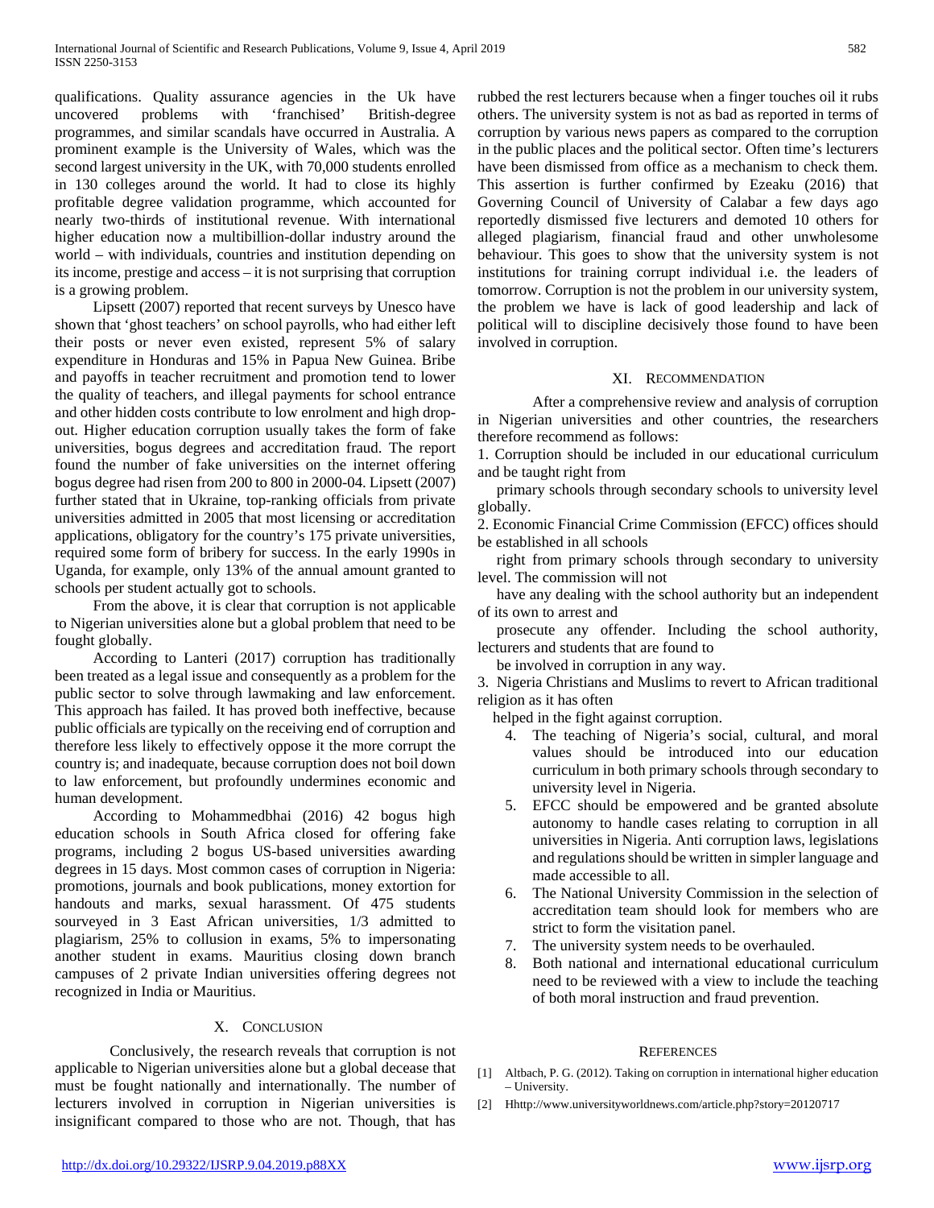qualifications. Quality assurance agencies in the Uk have uncovered problems with 'franchised' British-degree programmes, and similar scandals have occurred in Australia. A prominent example is the University of Wales, which was the second largest university in the UK, with 70,000 students enrolled in 130 colleges around the world. It had to close its highly profitable degree validation programme, which accounted for nearly two-thirds of institutional revenue. With international higher education now a multibillion-dollar industry around the world – with individuals, countries and institution depending on its income, prestige and access – it is not surprising that corruption is a growing problem.

Lipsett (2007) reported that recent surveys by Unesco have shown that 'ghost teachers' on school payrolls, who had either left their posts or never even existed, represent 5% of salary expenditure in Honduras and 15% in Papua New Guinea. Bribe and payoffs in teacher recruitment and promotion tend to lower the quality of teachers, and illegal payments for school entrance and other hidden costs contribute to low enrolment and high drop-out. Higher education corruption usually takes the form of fake universities, bogus degrees and accreditation fraud. The report found the number of fake universities on the internet offering bogus degree had risen from 200 to 800 in 2000-04. Lipsett (2007) further stated that in Ukraine, top-ranking officials from private universities admitted in 2005 that most licensing or accreditation applications, obligatory for the country's 175 private universities, required some form of bribery for success. In the early 1990s in Uganda, for example, only 13% of the annual amount granted to schools per student actually got to schools.

From the above, it is clear that corruption is not applicable to Nigerian universities alone but a global problem that need to be fought globally.

According to Lanteri (2017) corruption has traditionally been treated as a legal issue and consequently as a problem for the public sector to solve through lawmaking and law enforcement. This approach has failed. It has proved both ineffective, because public officials are typically on the receiving end of corruption and therefore less likely to effectively oppose it the more corrupt the country is; and inadequate, because corruption does not boil down to law enforcement, but profoundly undermines economic and human development.

According to Mohammedbhai (2016) 42 bogus high education schools in South Africa closed for offering fake programs, including 2 bogus US-based universities awarding degrees in 15 days. Most common cases of corruption in Nigeria: promotions, journals and book publications, money extortion for handouts and marks, sexual harassment. Of 475 students sourveyed in 3 East African universities, 1/3 admitted to plagiarism, 25% to collusion in exams, 5% to impersonating another student in exams. Mauritius closing down branch campuses of 2 private Indian universities offering degrees not recognized in India or Mauritius.

## X. Conclusion

Conclusively, the research reveals that corruption is not applicable to Nigerian universities alone but a global decease that must be fought nationally and internationally. The number of lecturers involved in corruption in Nigerian universities is insignificant compared to those who are not. Though, that has rubbed the rest lecturers because when a finger touches oil it rubs others. The university system is not as bad as reported in terms of corruption by various news papers as compared to the corruption in the public places and the political sector. Often time's lecturers have been dismissed from office as a mechanism to check them. This assertion is further confirmed by Ezeaku (2016) that Governing Council of University of Calabar a few days ago reportedly dismissed five lecturers and demoted 10 others for alleged plagiarism, financial fraud and other unwholesome behaviour. This goes to show that the university system is not institutions for training corrupt individual i.e. the leaders of tomorrow. Corruption is not the problem in our university system, the problem we have is lack of good leadership and lack of political will to discipline decisively those found to have been involved in corruption.

## XI. Recommendation

After a comprehensive review and analysis of corruption in Nigerian universities and other countries, the researchers therefore recommend as follows:

1. Corruption should be included in our educational curriculum and be taught right from primary schools through secondary schools to university level globally.
2. Economic Financial Crime Commission (EFCC) offices should be established in all schools right from primary schools through secondary to university level. The commission will not have any dealing with the school authority but an independent of its own to arrest and prosecute any offender. Including the school authority, lecturers and students that are found to be involved in corruption in any way.
3. Nigeria Christians and Muslims to revert to African traditional religion as it has often helped in the fight against corruption.
4. The teaching of Nigeria's social, cultural, and moral values should be introduced into our education curriculum in both primary schools through secondary to university level in Nigeria.
5. EFCC should be empowered and be granted absolute autonomy to handle cases relating to corruption in all universities in Nigeria. Anti corruption laws, legislations and regulations should be written in simpler language and made accessible to all.
6. The National University Commission in the selection of accreditation team should look for members who are strict to form the visitation panel.
7. The university system needs to be overhauled.
8. Both national and international educational curriculum need to be reviewed with a view to include the teaching of both moral instruction and fraud prevention.

## References

[1] Altbach, P. G. (2012). Taking on corruption in international higher education – University.

[2] Hhttp://www.universityworldnews.com/article.php?story=20120717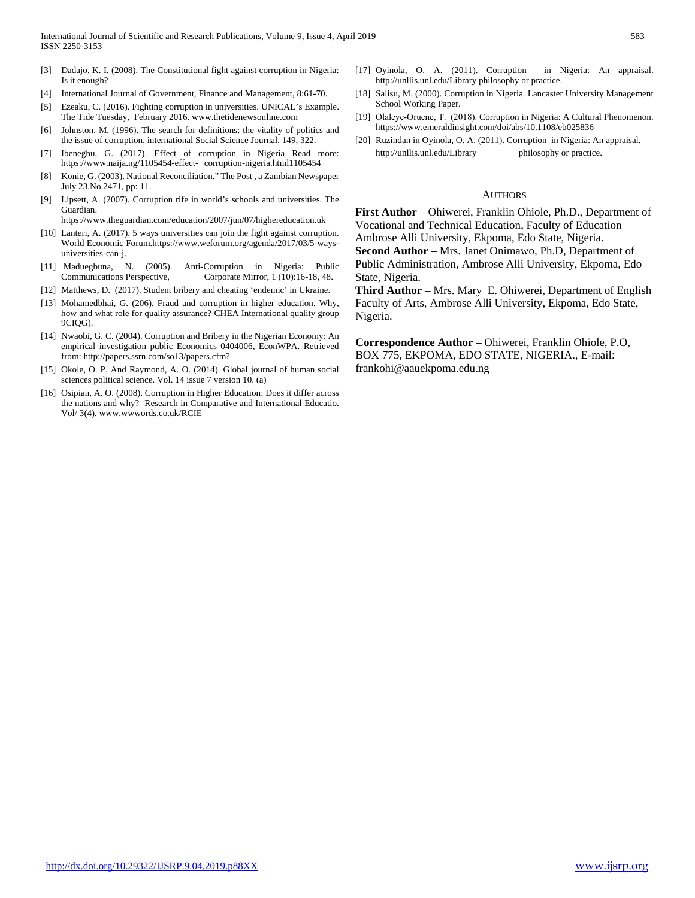[3] Dadajo, K. I. (2008). The Constitutional fight against corruption in Nigeria: Is it enough?

[4] International Journal of Government, Finance and Management, 8:61-70.

[5] Ezeaku, C. (2016). Fighting corruption in universities. UNICAL's Example. The Tide Tuesday, February 2016. www.thetidenewsonline.com

[6] Johnston, M. (1996). The search for definitions: the vitality of politics and the issue of corruption, international Social Science Journal, 149, 322.

[7] Ibenegbu, G. (2017). Effect of corruption in Nigeria Read more: https://www.naija.ng/1105454-effect- corruption-nigeria.html1105454

[8] Konie, G. (2003). National Reconciliation." The Post , a Zambian Newspaper July 23.No.2471, pp: 11.

[9] Lipsett, A. (2007). Corruption rife in world's schools and universities. The Guardian. https://www.theguardian.com/education/2007/jun/07/highereducation.uk

[10] Lanteri, A. (2017). 5 ways universities can join the fight against corruption. World Economic Forum.https://www.weforum.org/agenda/2017/03/5-ways-universities-can-j.

[11] Maduegbuna, N. (2005). Anti-Corruption in Nigeria: Public Communications Perspective, Corporate Mirror, 1 (10):16-18, 48.

[12] Matthews, D. (2017). Student bribery and cheating 'endemic' in Ukraine.

[13] Mohamedbhai, G. (206). Fraud and corruption in higher education. Why, how and what role for quality assurance? CHEA International quality group 9CIQG).

[14] Nwaobi, G. C. (2004). Corruption and Bribery in the Nigerian Economy: An empirical investigation public Economics 0404006, EconWPA. Retrieved from: http://papers.ssrn.com/so13/papers.cfm?

[15] Okole, O. P. And Raymond, A. O. (2014). Global journal of human social sciences political science. Vol. 14 issue 7 version 10. (a)

[16] Osipian, A. O. (2008). Corruption in Higher Education: Does it differ across the nations and why? Research in Comparative and International Educatio. Vol/ 3(4). www.wwwords.co.uk/RCIE

[17] Oyinola, O. A. (2011). Corruption in Nigeria: An appraisal. http://unllis.unl.edu/Library philosophy or practice.

[18] Salisu, M. (2000). Corruption in Nigeria. Lancaster University Management School Working Paper.

[19] Olaleye-Oruene, T. (2018). Corruption in Nigeria: A Cultural Phenomenon. https://www.emeraldinsight.com/doi/abs/10.1108/eb025836

[20] Ruzindan in Oyinola, O. A. (2011). Corruption in Nigeria: An appraisal. http://unllis.unl.edu/Library philosophy or practice.

## AUTHORS

**First Author** – Ohiwerei, Franklin Ohiole, Ph.D., Department of Vocational and Technical Education, Faculty of Education Ambrose Alli University, Ekpoma, Edo State, Nigeria.

**Second Author** – Mrs. Janet Onimawo, Ph.D, Department of Public Administration, Ambrose Alli University, Ekpoma, Edo State, Nigeria.

**Third Author** – Mrs. Mary E. Ohiwerei, Department of English Faculty of Arts, Ambrose Alli University, Ekpoma, Edo State, Nigeria.

**Correspondence Author** – Ohiwerei, Franklin Ohiole, P.O, BOX 775, EKPOMA, EDO STATE, NIGERIA., E-mail: frankohi@aauekpoma.edu.ng